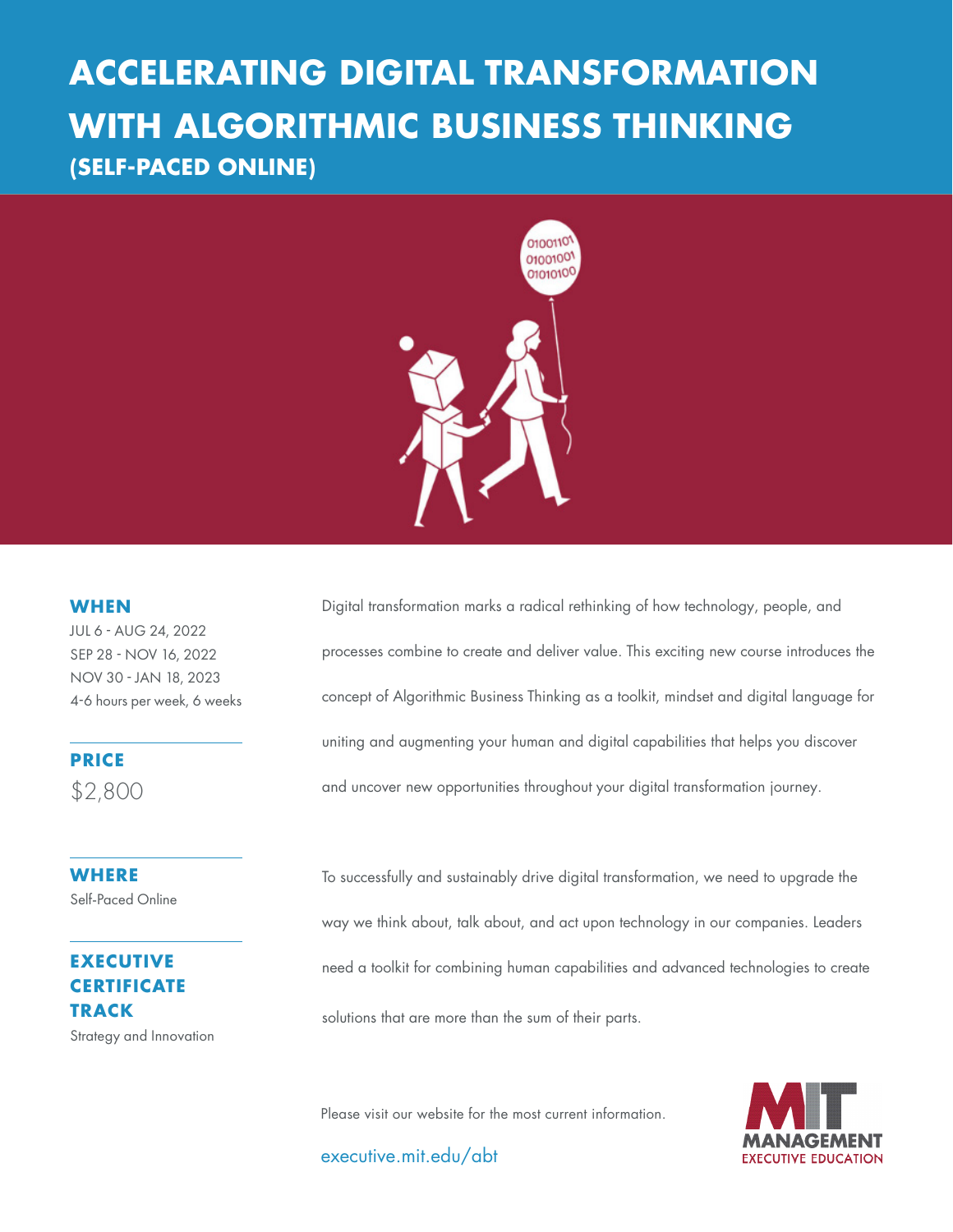# ACCELERATING DIGITAL TRANSFORMATION WITH ALGORITHMIC BUSINESS THINKING

## (SELF-PACED ONLINE)

### WHEN

JUL 6 - AUG 24, 2022
SEP 28 - NOV 16, 2022
NOV 30 - JAN 18, 2023
4-6 hours per week, 6 weeks

### PRICE

$2,800

### WHERE

Self-Paced Online

### EXECUTIVE CERTIFICATE TRACK

Strategy and Innovation

Digital transformation marks a radical rethinking of how technology, people, and processes combine to create and deliver value. This exciting new course introduces the concept of Algorithmic Business Thinking as a toolkit, mindset and digital language for uniting and augmenting your human and digital capabilities that helps you discover and uncover new opportunities throughout your digital transformation journey.

To successfully and sustainably drive digital transformation, we need to upgrade the way we think about, talk about, and act upon technology in our companies. Leaders need a toolkit for combining human capabilities and advanced technologies to create solutions that are more than the sum of their parts.

Please visit our website for the most current information.

executive.mit.edu/abt

MIT MANAGEMENT EXECUTIVE EDUCATION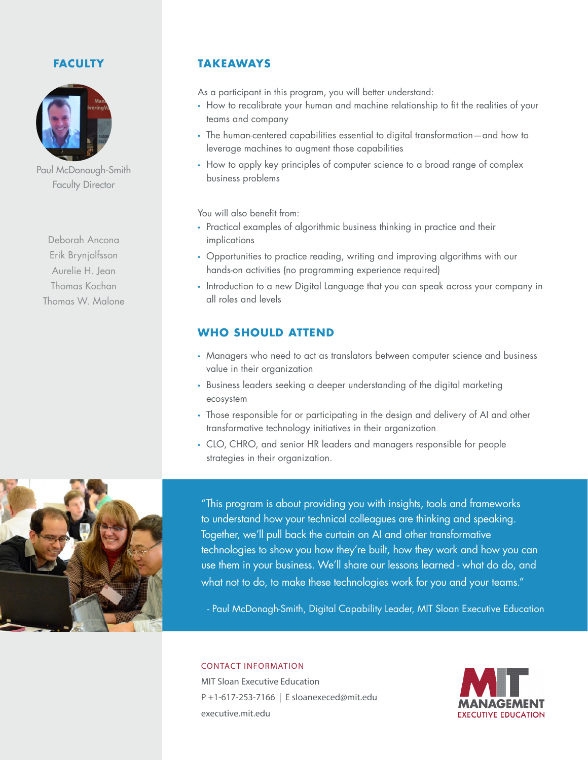## FACULTY

Paul McDonough-Smith
Faculty Director

Deborah Ancona
Erik Brynjolfsson
Aurelie H. Jean
Thomas Kochan
Thomas W. Malone

## TAKEAWAYS

As a participant in this program, you will better understand:

- How to recalibrate your human and machine relationship to fit the realities of your teams and company
- The human-centered capabilities essential to digital transformation—and how to leverage machines to augment those capabilities
- How to apply key principles of computer science to a broad range of complex business problems

You will also benefit from:

- Practical examples of algorithmic business thinking in practice and their implications
- Opportunities to practice reading, writing and improving algorithms with our hands-on activities (no programming experience required)
- Introduction to a new Digital Language that you can speak across your company in all roles and levels

## WHO SHOULD ATTEND

- Managers who need to act as translators between computer science and business value in their organization
- Business leaders seeking a deeper understanding of the digital marketing ecosystem
- Those responsible for or participating in the design and delivery of AI and other transformative technology initiatives in their organization
- CLO, CHRO, and senior HR leaders and managers responsible for people strategies in their organization.

"This program is about providing you with insights, tools and frameworks to understand how your technical colleagues are thinking and speaking. Together, we'll pull back the curtain on AI and other transformative technologies to show you how they're built, how they work and how you can use them in your business. We'll share our lessons learned - what do do, and what not to do, to make these technologies work for you and your teams."

- Paul McDonagh-Smith, Digital Capability Leader, MIT Sloan Executive Education

CONTACT INFORMATION

MIT Sloan Executive Education
P +1-617-253-7166 | E sloanexeced@mit.edu
executive.mit.edu

MIT MANAGEMENT EXECUTIVE EDUCATION